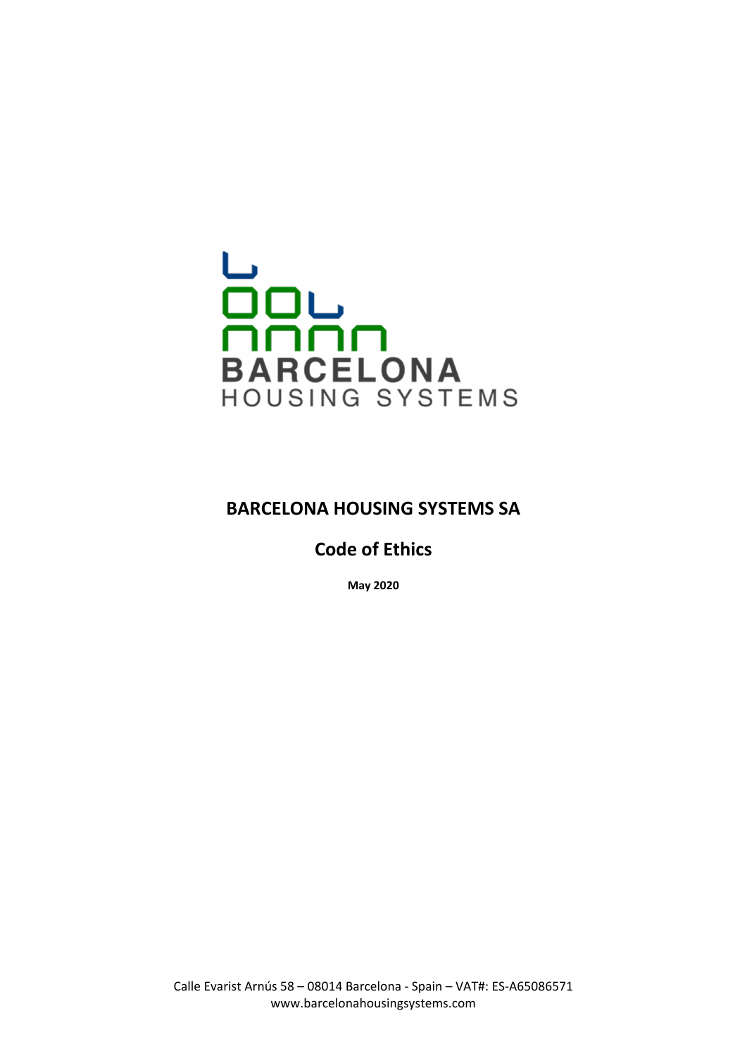# BARCELONA HOUSING SYSTEMS SA

## Code of Ethics

**May 2020**

Calle Evarist Arnús 58 – 08014 Barcelona - Spain – VAT#: ES-A65086571
www.barcelonahousingsystems.com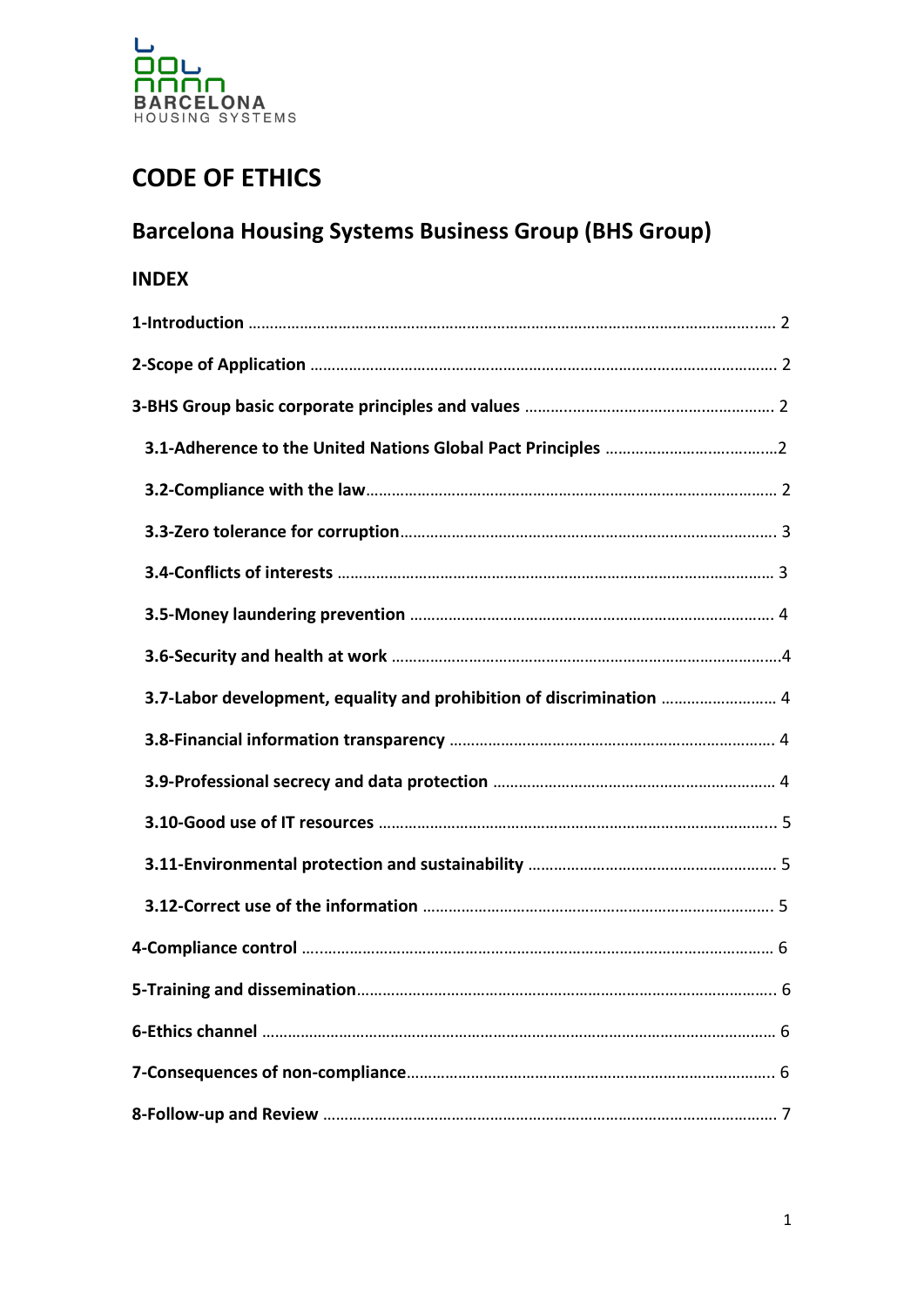BARCELONA
HOUSING SYSTEMS

# CODE OF ETHICS

## Barcelona Housing Systems Business Group (BHS Group)

### INDEX

| | |
|---|---|
| **1-Introduction** | 2 |
| **2-Scope of Application** | 2 |
| **3-BHS Group basic corporate principles and values** | 2 |
| **3.1-Adherence to the United Nations Global Pact Principles** | 2 |
| **3.2-Compliance with the law** | 2 |
| **3.3-Zero tolerance for corruption** | 3 |
| **3.4-Conflicts of interests** | 3 |
| **3.5-Money laundering prevention** | 4 |
| **3.6-Security and health at work** | 4 |
| **3.7-Labor development, equality and prohibition of discrimination** | 4 |
| **3.8-Financial information transparency** | 4 |
| **3.9-Professional secrecy and data protection** | 4 |
| **3.10-Good use of IT resources** | 5 |
| **3.11-Environmental protection and sustainability** | 5 |
| **3.12-Correct use of the information** | 5 |
| **4-Compliance control** | 6 |
| **5-Training and dissemination** | 6 |
| **6-Ethics channel** | 6 |
| **7-Consequences of non-compliance** | 6 |
| **8-Follow-up and Review** | 7 |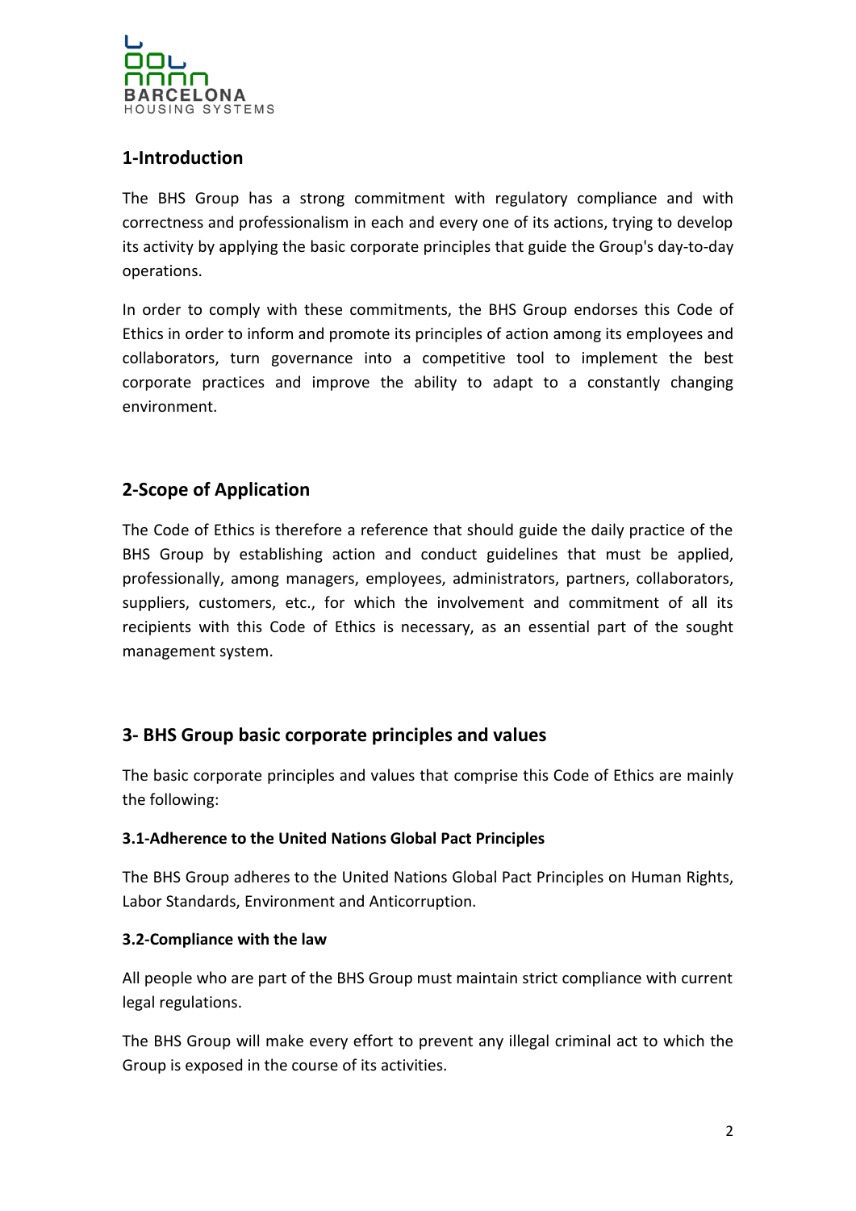## 1-Introduction

The BHS Group has a strong commitment with regulatory compliance and with correctness and professionalism in each and every one of its actions, trying to develop its activity by applying the basic corporate principles that guide the Group's day-to-day operations.

In order to comply with these commitments, the BHS Group endorses this Code of Ethics in order to inform and promote its principles of action among its employees and collaborators, turn governance into a competitive tool to implement the best corporate practices and improve the ability to adapt to a constantly changing environment.

## 2-Scope of Application

The Code of Ethics is therefore a reference that should guide the daily practice of the BHS Group by establishing action and conduct guidelines that must be applied, professionally, among managers, employees, administrators, partners, collaborators, suppliers, customers, etc., for which the involvement and commitment of all its recipients with this Code of Ethics is necessary, as an essential part of the sought management system.

## 3- BHS Group basic corporate principles and values

The basic corporate principles and values that comprise this Code of Ethics are mainly the following:

### 3.1-Adherence to the United Nations Global Pact Principles

The BHS Group adheres to the United Nations Global Pact Principles on Human Rights, Labor Standards, Environment and Anticorruption.

### 3.2-Compliance with the law

All people who are part of the BHS Group must maintain strict compliance with current legal regulations.

The BHS Group will make every effort to prevent any illegal criminal act to which the Group is exposed in the course of its activities.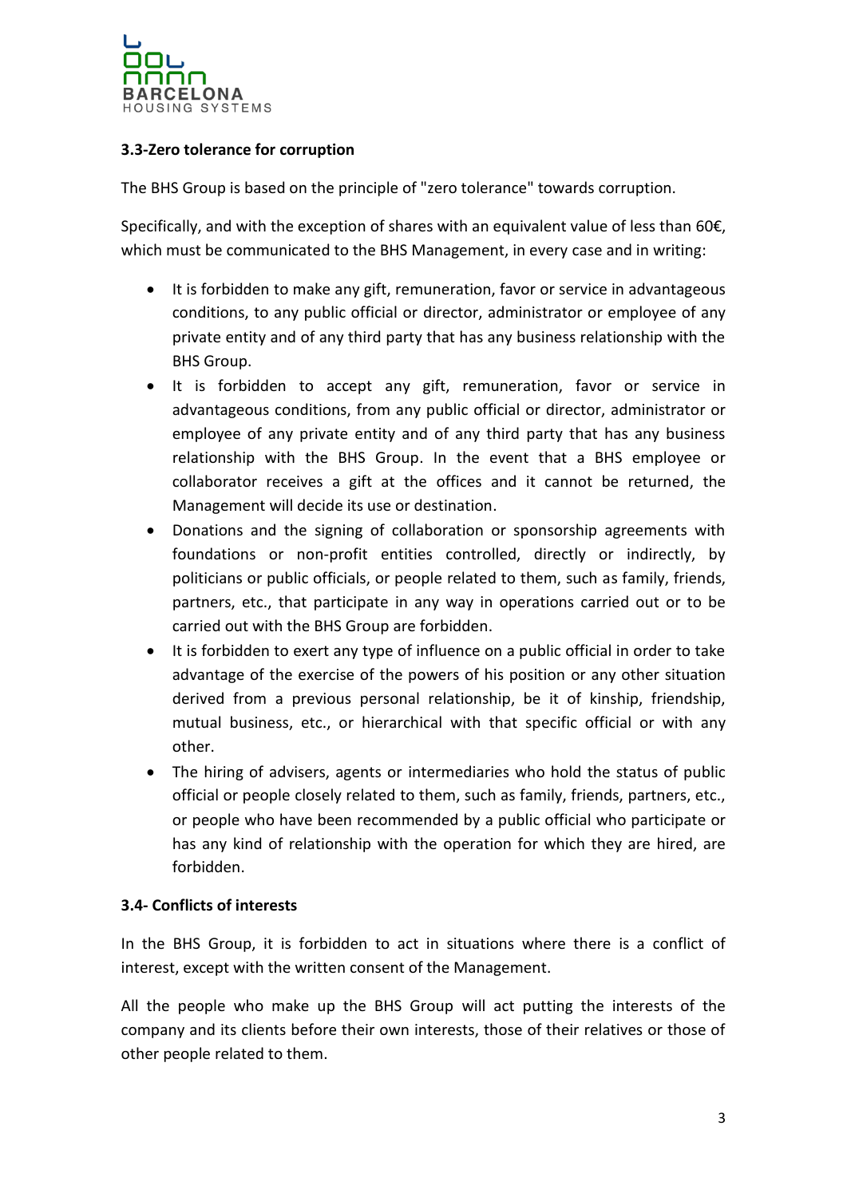### 3.3-Zero tolerance for corruption

The BHS Group is based on the principle of "zero tolerance" towards corruption.

Specifically, and with the exception of shares with an equivalent value of less than 60€, which must be communicated to the BHS Management, in every case and in writing:

- It is forbidden to make any gift, remuneration, favor or service in advantageous conditions, to any public official or director, administrator or employee of any private entity and of any third party that has any business relationship with the BHS Group.
- It is forbidden to accept any gift, remuneration, favor or service in advantageous conditions, from any public official or director, administrator or employee of any private entity and of any third party that has any business relationship with the BHS Group. In the event that a BHS employee or collaborator receives a gift at the offices and it cannot be returned, the Management will decide its use or destination.
- Donations and the signing of collaboration or sponsorship agreements with foundations or non-profit entities controlled, directly or indirectly, by politicians or public officials, or people related to them, such as family, friends, partners, etc., that participate in any way in operations carried out or to be carried out with the BHS Group are forbidden.
- It is forbidden to exert any type of influence on a public official in order to take advantage of the exercise of the powers of his position or any other situation derived from a previous personal relationship, be it of kinship, friendship, mutual business, etc., or hierarchical with that specific official or with any other.
- The hiring of advisers, agents or intermediaries who hold the status of public official or people closely related to them, such as family, friends, partners, etc., or people who have been recommended by a public official who participate or has any kind of relationship with the operation for which they are hired, are forbidden.

### 3.4- Conflicts of interests

In the BHS Group, it is forbidden to act in situations where there is a conflict of interest, except with the written consent of the Management.

All the people who make up the BHS Group will act putting the interests of the company and its clients before their own interests, those of their relatives or those of other people related to them.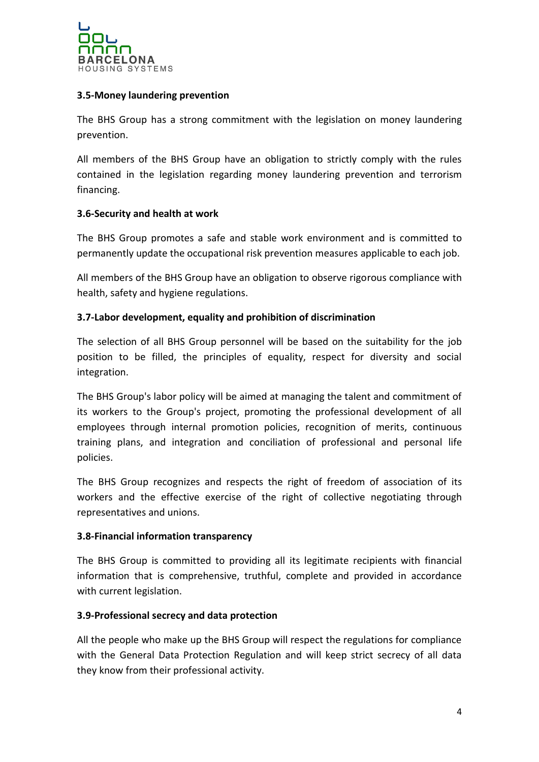### 3.5-Money laundering prevention

The BHS Group has a strong commitment with the legislation on money laundering prevention.

All members of the BHS Group have an obligation to strictly comply with the rules contained in the legislation regarding money laundering prevention and terrorism financing.

### 3.6-Security and health at work

The BHS Group promotes a safe and stable work environment and is committed to permanently update the occupational risk prevention measures applicable to each job.

All members of the BHS Group have an obligation to observe rigorous compliance with health, safety and hygiene regulations.

### 3.7-Labor development, equality and prohibition of discrimination

The selection of all BHS Group personnel will be based on the suitability for the job position to be filled, the principles of equality, respect for diversity and social integration.

The BHS Group's labor policy will be aimed at managing the talent and commitment of its workers to the Group's project, promoting the professional development of all employees through internal promotion policies, recognition of merits, continuous training plans, and integration and conciliation of professional and personal life policies.

The BHS Group recognizes and respects the right of freedom of association of its workers and the effective exercise of the right of collective negotiating through representatives and unions.

### 3.8-Financial information transparency

The BHS Group is committed to providing all its legitimate recipients with financial information that is comprehensive, truthful, complete and provided in accordance with current legislation.

### 3.9-Professional secrecy and data protection

All the people who make up the BHS Group will respect the regulations for compliance with the General Data Protection Regulation and will keep strict secrecy of all data they know from their professional activity.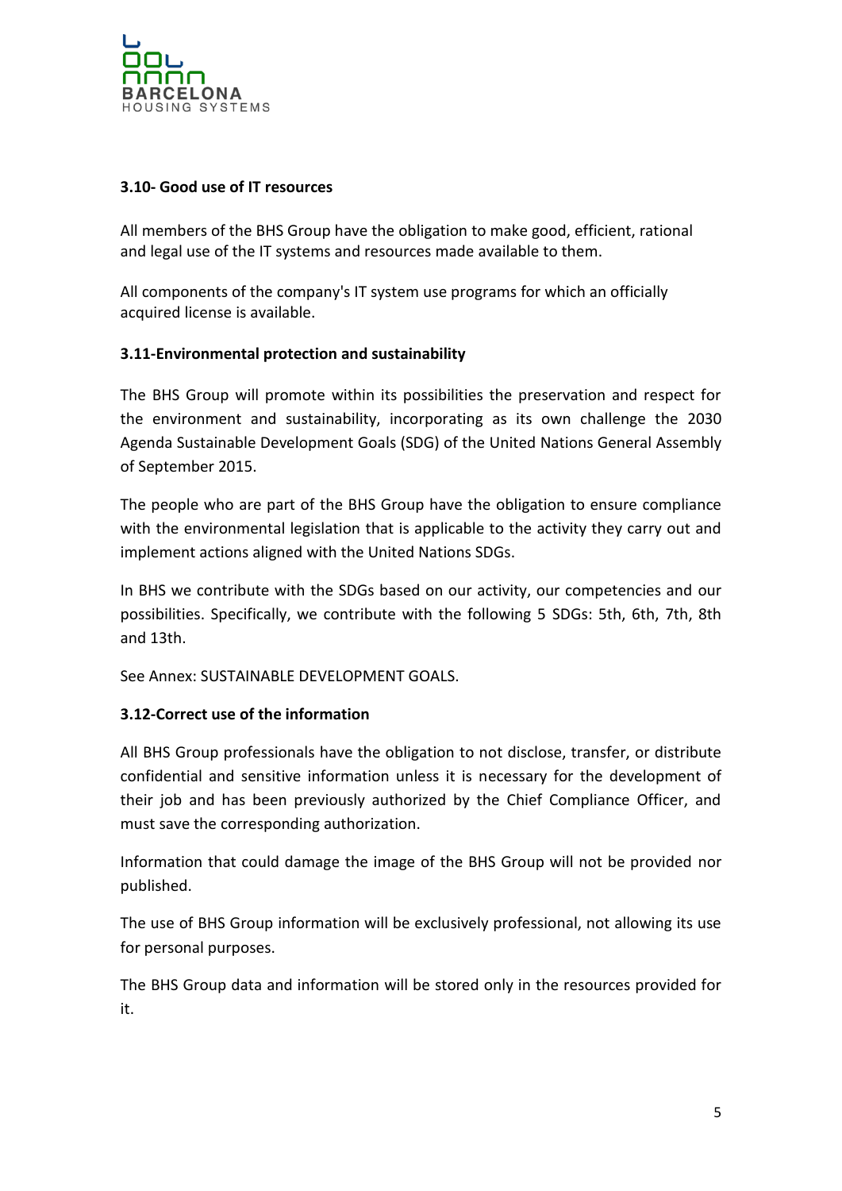### 3.10- Good use of IT resources

All members of the BHS Group have the obligation to make good, efficient, rational and legal use of the IT systems and resources made available to them.

All components of the company's IT system use programs for which an officially acquired license is available.

### 3.11-Environmental protection and sustainability

The BHS Group will promote within its possibilities the preservation and respect for the environment and sustainability, incorporating as its own challenge the 2030 Agenda Sustainable Development Goals (SDG) of the United Nations General Assembly of September 2015.

The people who are part of the BHS Group have the obligation to ensure compliance with the environmental legislation that is applicable to the activity they carry out and implement actions aligned with the United Nations SDGs.

In BHS we contribute with the SDGs based on our activity, our competencies and our possibilities. Specifically, we contribute with the following 5 SDGs: 5th, 6th, 7th, 8th and 13th.

See Annex: SUSTAINABLE DEVELOPMENT GOALS.

### 3.12-Correct use of the information

All BHS Group professionals have the obligation to not disclose, transfer, or distribute confidential and sensitive information unless it is necessary for the development of their job and has been previously authorized by the Chief Compliance Officer, and must save the corresponding authorization.

Information that could damage the image of the BHS Group will not be provided nor published.

The use of BHS Group information will be exclusively professional, not allowing its use for personal purposes.

The BHS Group data and information will be stored only in the resources provided for it.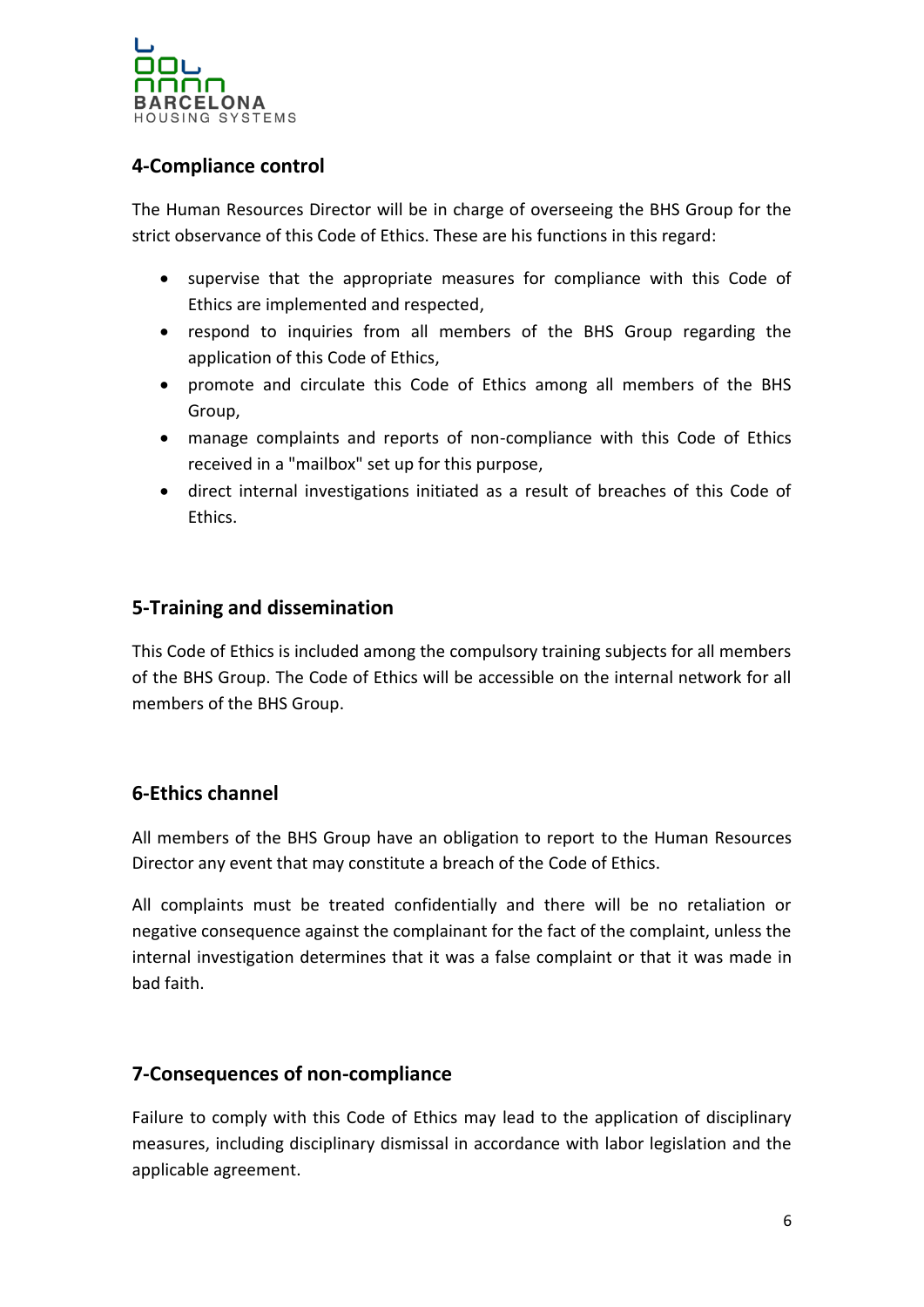## 4-Compliance control

The Human Resources Director will be in charge of overseeing the BHS Group for the strict observance of this Code of Ethics. These are his functions in this regard:

- supervise that the appropriate measures for compliance with this Code of Ethics are implemented and respected,
- respond to inquiries from all members of the BHS Group regarding the application of this Code of Ethics,
- promote and circulate this Code of Ethics among all members of the BHS Group,
- manage complaints and reports of non-compliance with this Code of Ethics received in a "mailbox" set up for this purpose,
- direct internal investigations initiated as a result of breaches of this Code of Ethics.

## 5-Training and dissemination

This Code of Ethics is included among the compulsory training subjects for all members of the BHS Group. The Code of Ethics will be accessible on the internal network for all members of the BHS Group.

## 6-Ethics channel

All members of the BHS Group have an obligation to report to the Human Resources Director any event that may constitute a breach of the Code of Ethics.

All complaints must be treated confidentially and there will be no retaliation or negative consequence against the complainant for the fact of the complaint, unless the internal investigation determines that it was a false complaint or that it was made in bad faith.

## 7-Consequences of non-compliance

Failure to comply with this Code of Ethics may lead to the application of disciplinary measures, including disciplinary dismissal in accordance with labor legislation and the applicable agreement.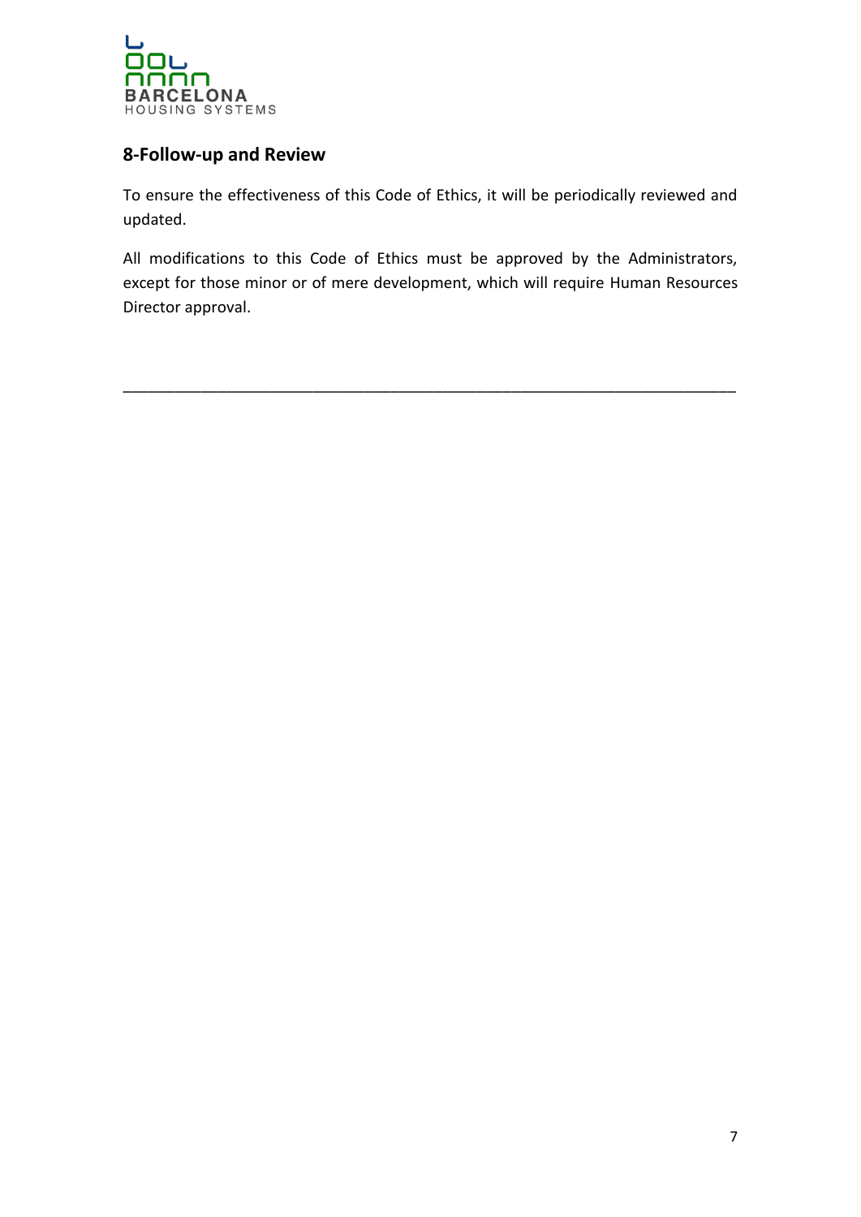## 8-Follow-up and Review

To ensure the effectiveness of this Code of Ethics, it will be periodically reviewed and updated.

All modifications to this Code of Ethics must be approved by the Administrators, except for those minor or of mere development, which will require Human Resources Director approval.

---